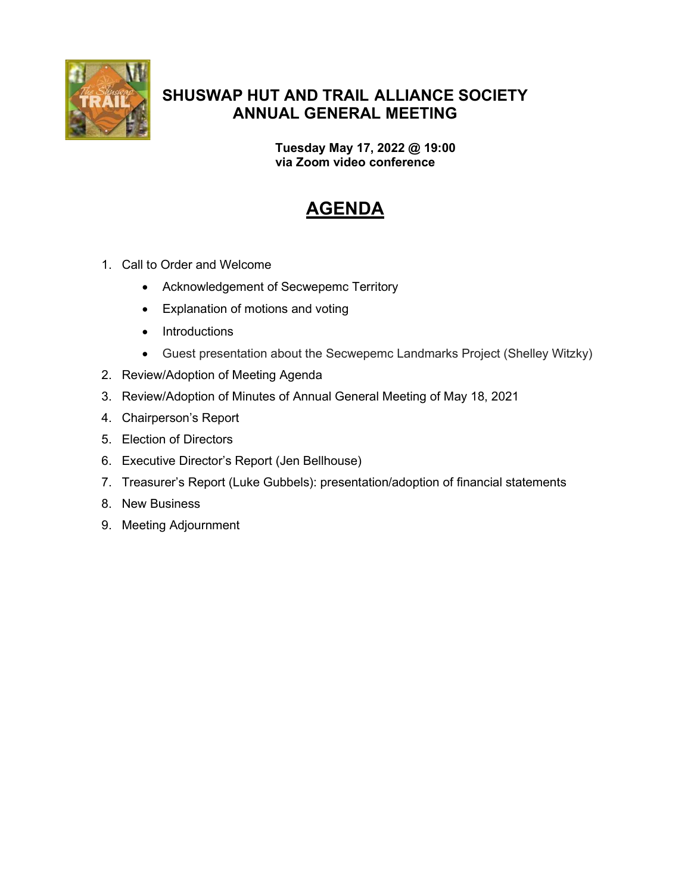# SHUSWAP HUT AND TRAIL ALLIANCE SOCIETY ANNUAL GENERAL MEETING

**Tuesday May 17, 2022 @ 19:00**
**via Zoom video conference**

## AGENDA

1. Call to Order and Welcome
   - Acknowledgement of Secwepemc Territory
   - Explanation of motions and voting
   - Introductions
   - Guest presentation about the Secwepemc Landmarks Project (Shelley Witzky)
2. Review/Adoption of Meeting Agenda
3. Review/Adoption of Minutes of Annual General Meeting of May 18, 2021
4. Chairperson's Report
5. Election of Directors
6. Executive Director's Report (Jen Bellhouse)
7. Treasurer's Report (Luke Gubbels): presentation/adoption of financial statements
8. New Business
9. Meeting Adjournment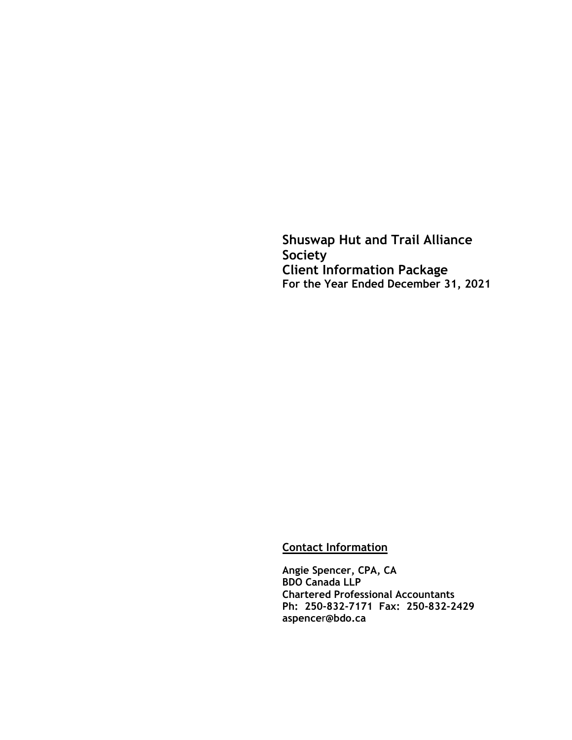**Shuswap Hut and Trail Alliance Society**
**Client Information Package**
**For the Year Ended December 31, 2021**

**Contact Information**

**Angie Spencer, CPA, CA**
**BDO Canada LLP**
**Chartered Professional Accountants**
**Ph: 250-832-7171 Fax: 250-832-2429**
**aspencer@bdo.ca**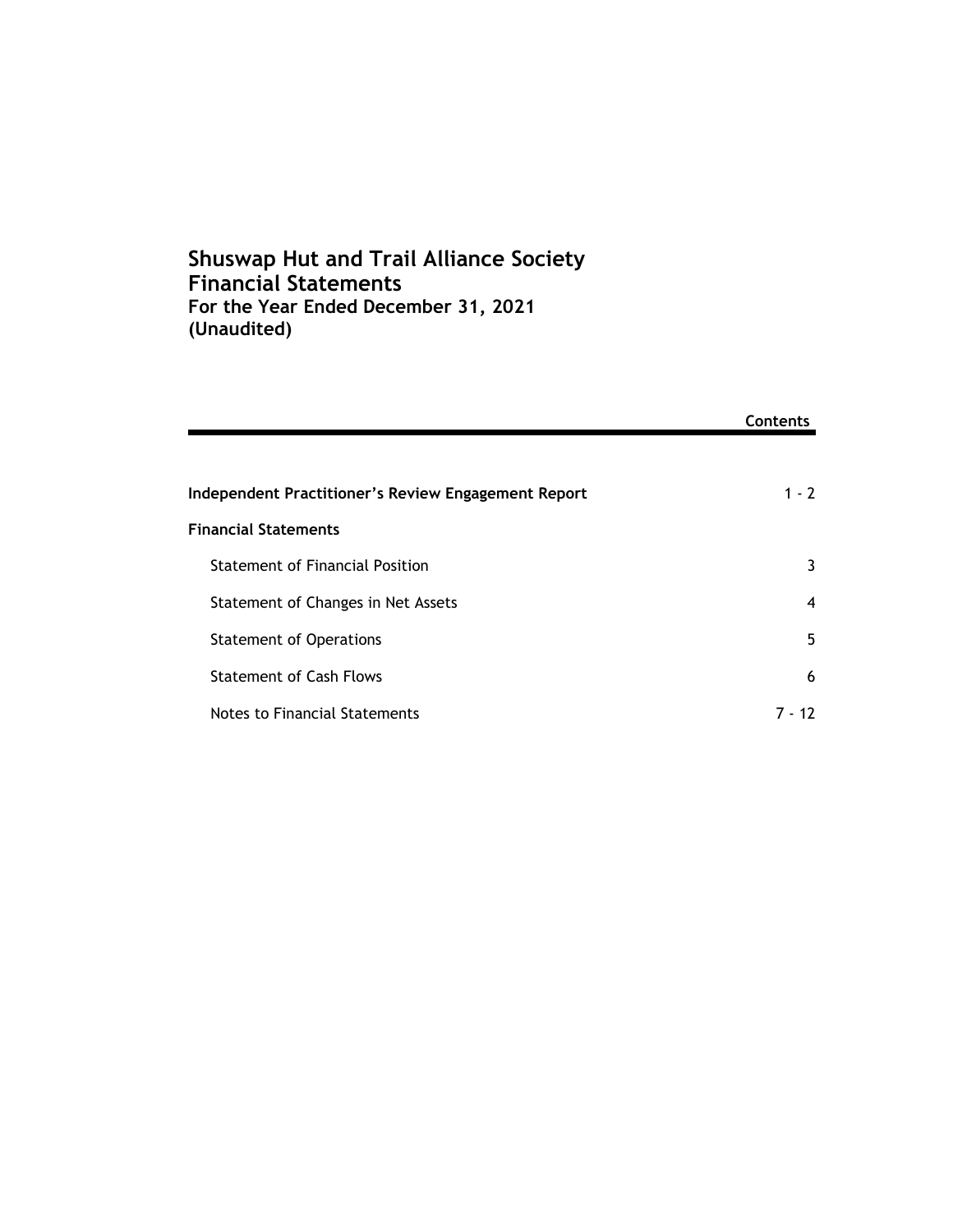# Shuswap Hut and Trail Alliance Society
# Financial Statements
### For the Year Ended December 31, 2021
### (Unaudited)

| | Contents |
|---|---|
| **Independent Practitioner's Review Engagement Report** | 1 - 2 |
| **Financial Statements** | |
| Statement of Financial Position | 3 |
| Statement of Changes in Net Assets | 4 |
| Statement of Operations | 5 |
| Statement of Cash Flows | 6 |
| Notes to Financial Statements | 7 - 12 |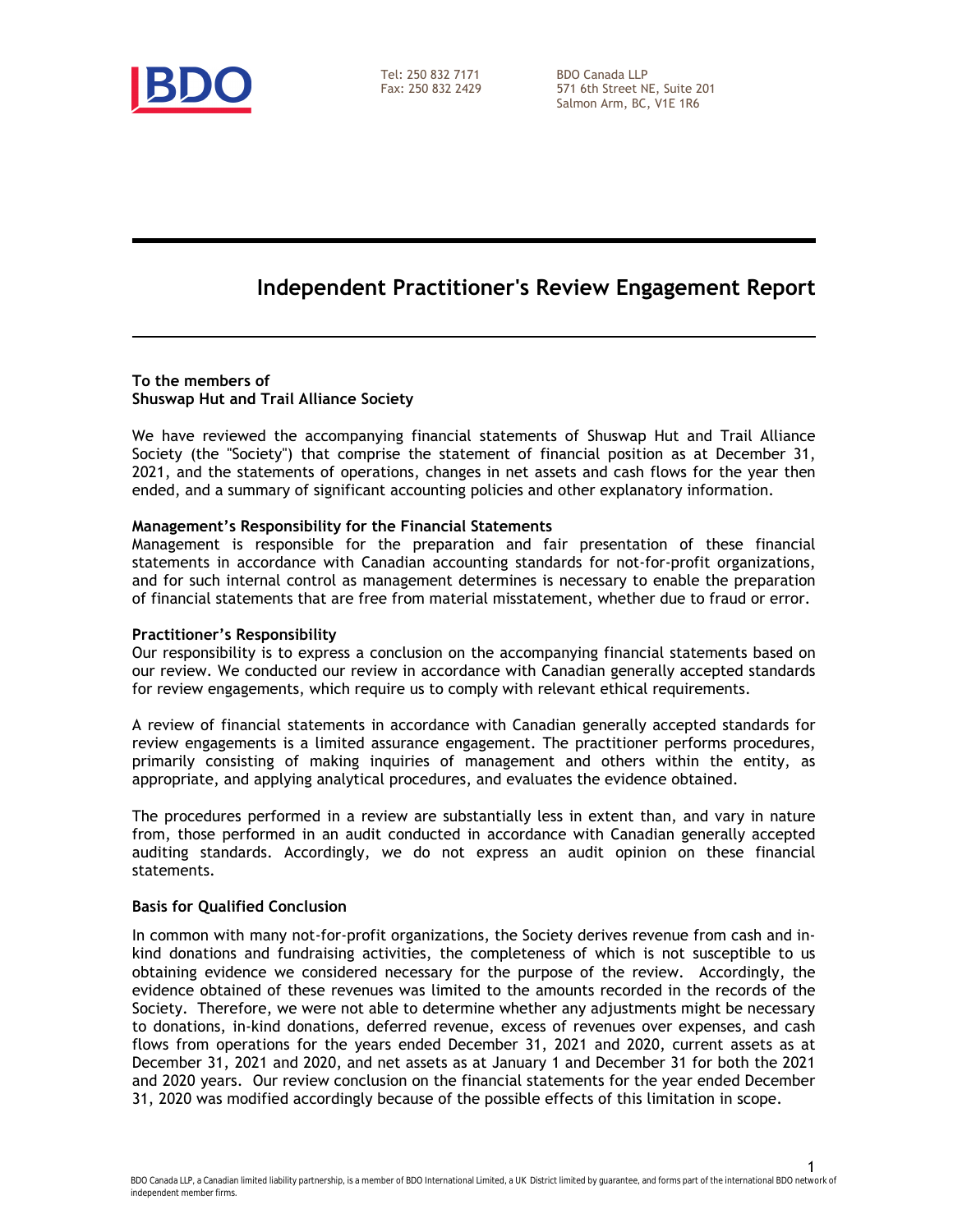Tel: 250 832 7171
Fax: 250 832 2429

BDO Canada LLP
571 6th Street NE, Suite 201
Salmon Arm, BC, V1E 1R6

# Independent Practitioner's Review Engagement Report

**To the members of**
**Shuswap Hut and Trail Alliance Society**

We have reviewed the accompanying financial statements of Shuswap Hut and Trail Alliance Society (the "Society") that comprise the statement of financial position as at December 31, 2021, and the statements of operations, changes in net assets and cash flows for the year then ended, and a summary of significant accounting policies and other explanatory information.

**Management's Responsibility for the Financial Statements**
Management is responsible for the preparation and fair presentation of these financial statements in accordance with Canadian accounting standards for not-for-profit organizations, and for such internal control as management determines is necessary to enable the preparation of financial statements that are free from material misstatement, whether due to fraud or error.

**Practitioner's Responsibility**
Our responsibility is to express a conclusion on the accompanying financial statements based on our review. We conducted our review in accordance with Canadian generally accepted standards for review engagements, which require us to comply with relevant ethical requirements.

A review of financial statements in accordance with Canadian generally accepted standards for review engagements is a limited assurance engagement. The practitioner performs procedures, primarily consisting of making inquiries of management and others within the entity, as appropriate, and applying analytical procedures, and evaluates the evidence obtained.

The procedures performed in a review are substantially less in extent than, and vary in nature from, those performed in an audit conducted in accordance with Canadian generally accepted auditing standards. Accordingly, we do not express an audit opinion on these financial statements.

**Basis for Qualified Conclusion**

In common with many not-for-profit organizations, the Society derives revenue from cash and in-kind donations and fundraising activities, the completeness of which is not susceptible to us obtaining evidence we considered necessary for the purpose of the review. Accordingly, the evidence obtained of these revenues was limited to the amounts recorded in the records of the Society. Therefore, we were not able to determine whether any adjustments might be necessary to donations, in-kind donations, deferred revenue, excess of revenues over expenses, and cash flows from operations for the years ended December 31, 2021 and 2020, current assets as at December 31, 2021 and 2020, and net assets as at January 1 and December 31 for both the 2021 and 2020 years. Our review conclusion on the financial statements for the year ended December 31, 2020 was modified accordingly because of the possible effects of this limitation in scope.

BDO Canada LLP, a Canadian limited liability partnership, is a member of BDO International Limited, a UK District limited by guarantee, and forms part of the international BDO network of independent member firms.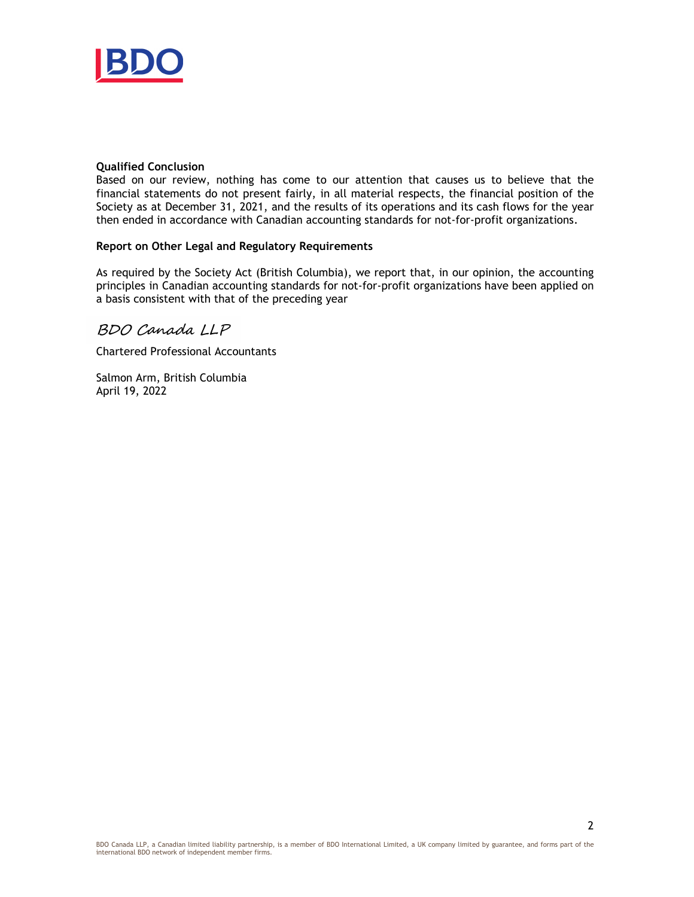**Qualified Conclusion**

Based on our review, nothing has come to our attention that causes us to believe that the financial statements do not present fairly, in all material respects, the financial position of the Society as at December 31, 2021, and the results of its operations and its cash flows for the year then ended in accordance with Canadian accounting standards for not-for-profit organizations.

**Report on Other Legal and Regulatory Requirements**

As required by the Society Act (British Columbia), we report that, in our opinion, the accounting principles in Canadian accounting standards for not-for-profit organizations have been applied on a basis consistent with that of the preceding year

*BDO Canada LLP*

Chartered Professional Accountants

Salmon Arm, British Columbia
April 19, 2022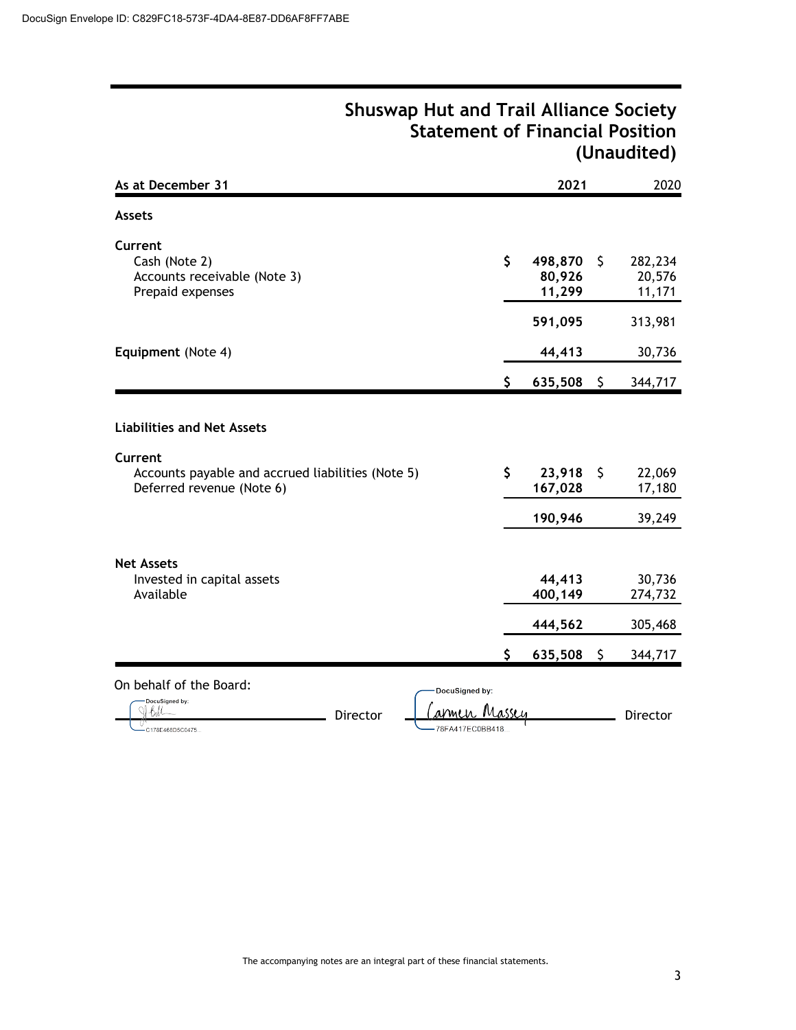DocuSign Envelope ID: C829FC18-573F-4DA4-8E87-DD6AF8FF7ABE

# Shuswap Hut and Trail Alliance Society
## Statement of Financial Position
## (Unaudited)

| As at December 31 | 2021 | 2020 |
|---|---|---|
| **Assets** | | |
| **Current** | | |
| Cash (Note 2) | **$ 498,870** | $ 282,234 |
| Accounts receivable (Note 3) | **80,926** | 20,576 |
| Prepaid expenses | **11,299** | 11,171 |
| | **591,095** | 313,981 |
| **Equipment** (Note 4) | **44,413** | 30,736 |
| | **$ 635,508** | $ 344,717 |
| **Liabilities and Net Assets** | | |
| **Current** | | |
| Accounts payable and accrued liabilities (Note 5) | **$ 23,918** | $ 22,069 |
| Deferred revenue (Note 6) | **167,028** | 17,180 |
| | **190,946** | 39,249 |
| **Net Assets** | | |
| Invested in capital assets | **44,413** | 30,736 |
| Available | **400,149** | 274,732 |
| | **444,562** | 305,468 |
| | **$ 635,508** | $ 344,717 |

On behalf of the Board:

DocuSigned by: [signature] C178E468D5C0475... Director

DocuSigned by: Carmen Massey 78FA417EC0BB418... Director

The accompanying notes are an integral part of these financial statements.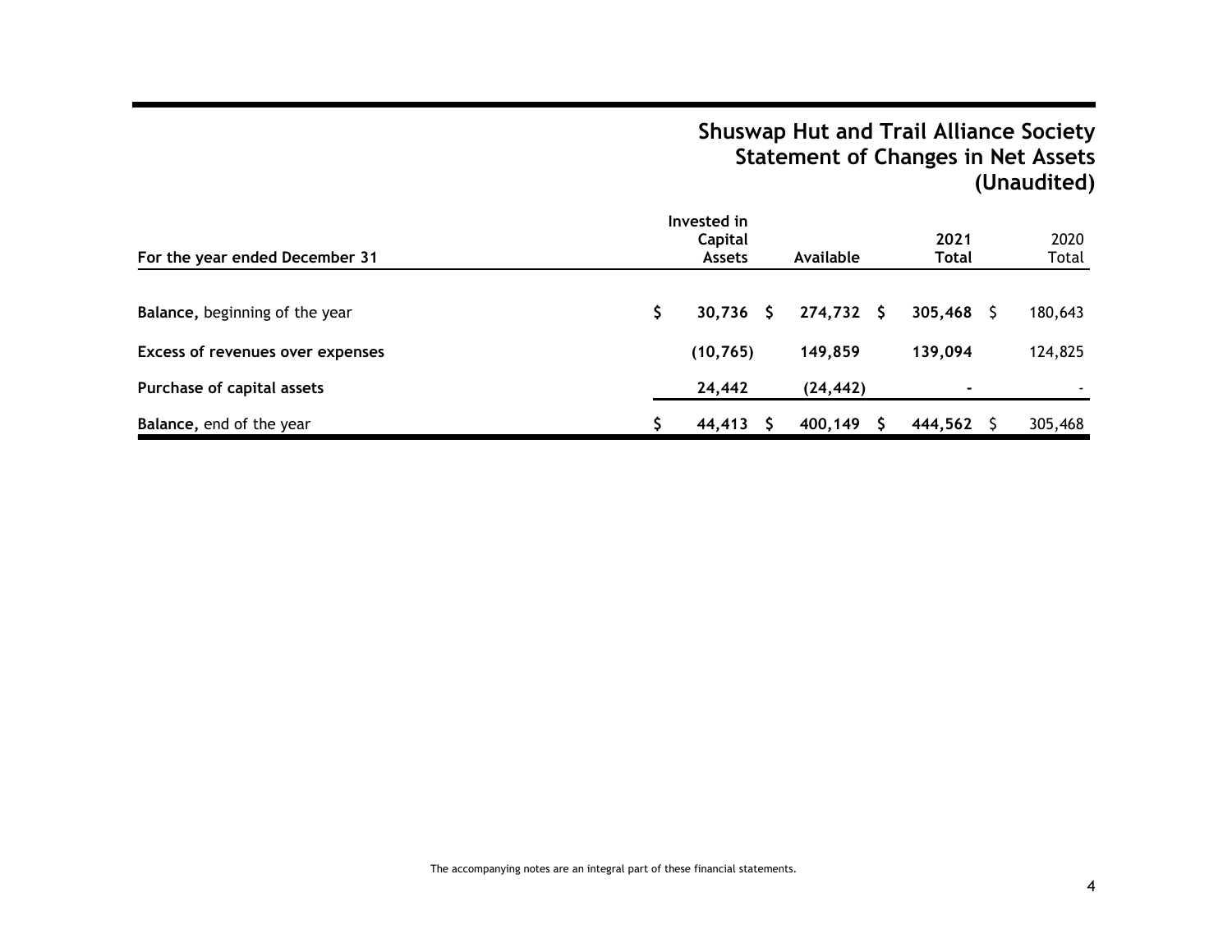# Shuswap Hut and Trail Alliance Society
## Statement of Changes in Net Assets
## (Unaudited)

| For the year ended December 31 | Invested in Capital Assets | Available | 2021 Total | 2020 Total |
|---|---|---|---|---|
| **Balance,** beginning of the year | $ 30,736 | $ 274,732 | $ 305,468 | $ 180,643 |
| **Excess of revenues over expenses** | (10,765) | 149,859 | 139,094 | 124,825 |
| **Purchase of capital assets** | 24,442 | (24,442) | - | - |
| **Balance,** end of the year | $ 44,413 | $ 400,149 | $ 444,562 | $ 305,468 |

The accompanying notes are an integral part of these financial statements.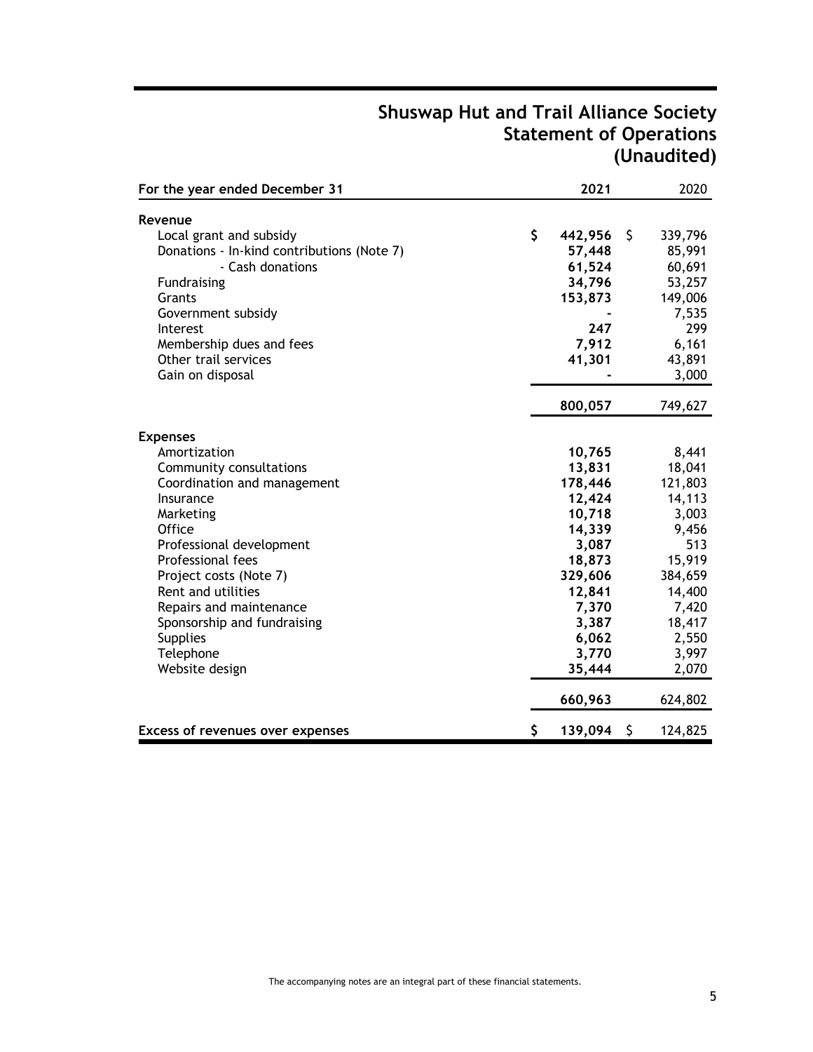# Shuswap Hut and Trail Alliance Society
## Statement of Operations
## (Unaudited)

| For the year ended December 31 | 2021 | 2020 |
|---|---|---|
| **Revenue** | | |
| Local grant and subsidy | $ **442,956** | $ 339,796 |
| Donations - In-kind contributions (Note 7) | **57,448** | 85,991 |
| - Cash donations | **61,524** | 60,691 |
| Fundraising | **34,796** | 53,257 |
| Grants | **153,873** | 149,006 |
| Government subsidy | **-** | 7,535 |
| Interest | **247** | 299 |
| Membership dues and fees | **7,912** | 6,161 |
| Other trail services | **41,301** | 43,891 |
| Gain on disposal | **-** | 3,000 |
| | **800,057** | 749,627 |
| **Expenses** | | |
| Amortization | **10,765** | 8,441 |
| Community consultations | **13,831** | 18,041 |
| Coordination and management | **178,446** | 121,803 |
| Insurance | **12,424** | 14,113 |
| Marketing | **10,718** | 3,003 |
| Office | **14,339** | 9,456 |
| Professional development | **3,087** | 513 |
| Professional fees | **18,873** | 15,919 |
| Project costs (Note 7) | **329,606** | 384,659 |
| Rent and utilities | **12,841** | 14,400 |
| Repairs and maintenance | **7,370** | 7,420 |
| Sponsorship and fundraising | **3,387** | 18,417 |
| Supplies | **6,062** | 2,550 |
| Telephone | **3,770** | 3,997 |
| Website design | **35,444** | 2,070 |
| | **660,963** | 624,802 |
| **Excess of revenues over expenses** | $ **139,094** | $ 124,825 |

The accompanying notes are an integral part of these financial statements.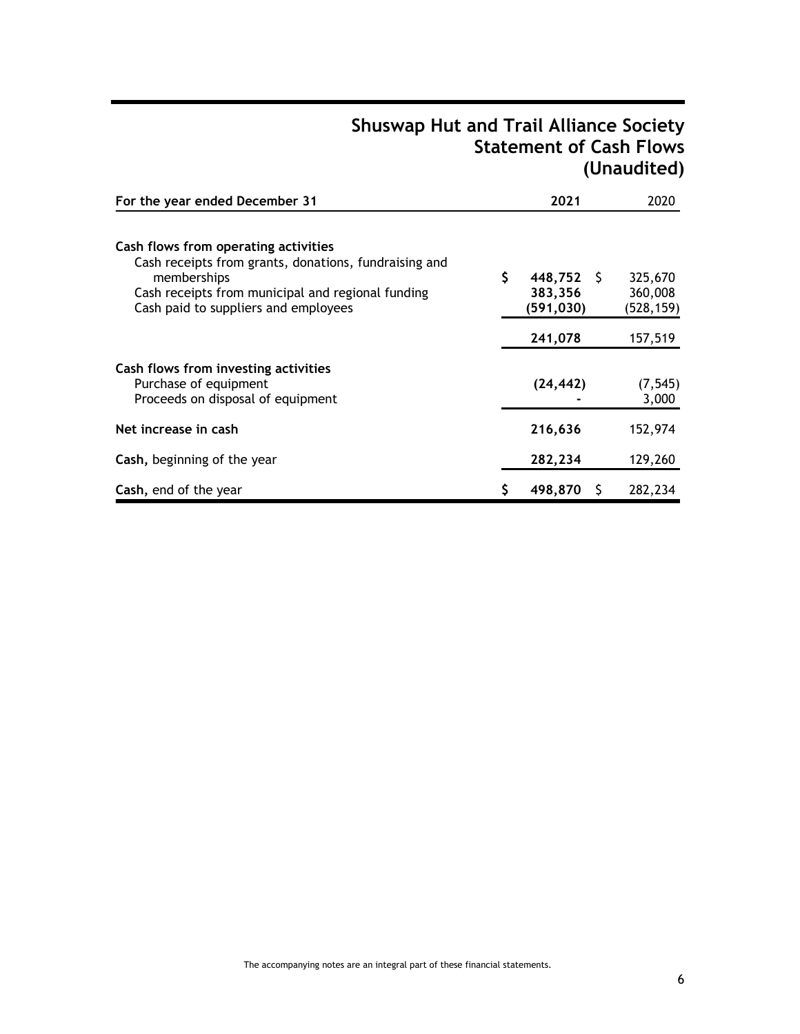# Shuswap Hut and Trail Alliance Society
## Statement of Cash Flows
## (Unaudited)

| For the year ended December 31 | 2021 | 2020 |
|---|---|---|
| **Cash flows from operating activities** | | |
| Cash receipts from grants, donations, fundraising and memberships | $ 448,752 | $ 325,670 |
| Cash receipts from municipal and regional funding | 383,356 | 360,008 |
| Cash paid to suppliers and employees | (591,030) | (528,159) |
| | 241,078 | 157,519 |
| **Cash flows from investing activities** | | |
| Purchase of equipment | (24,442) | (7,545) |
| Proceeds on disposal of equipment | - | 3,000 |
| **Net increase in cash** | 216,636 | 152,974 |
| **Cash,** beginning of the year | 282,234 | 129,260 |
| **Cash,** end of the year | $ 498,870 | $ 282,234 |

The accompanying notes are an integral part of these financial statements.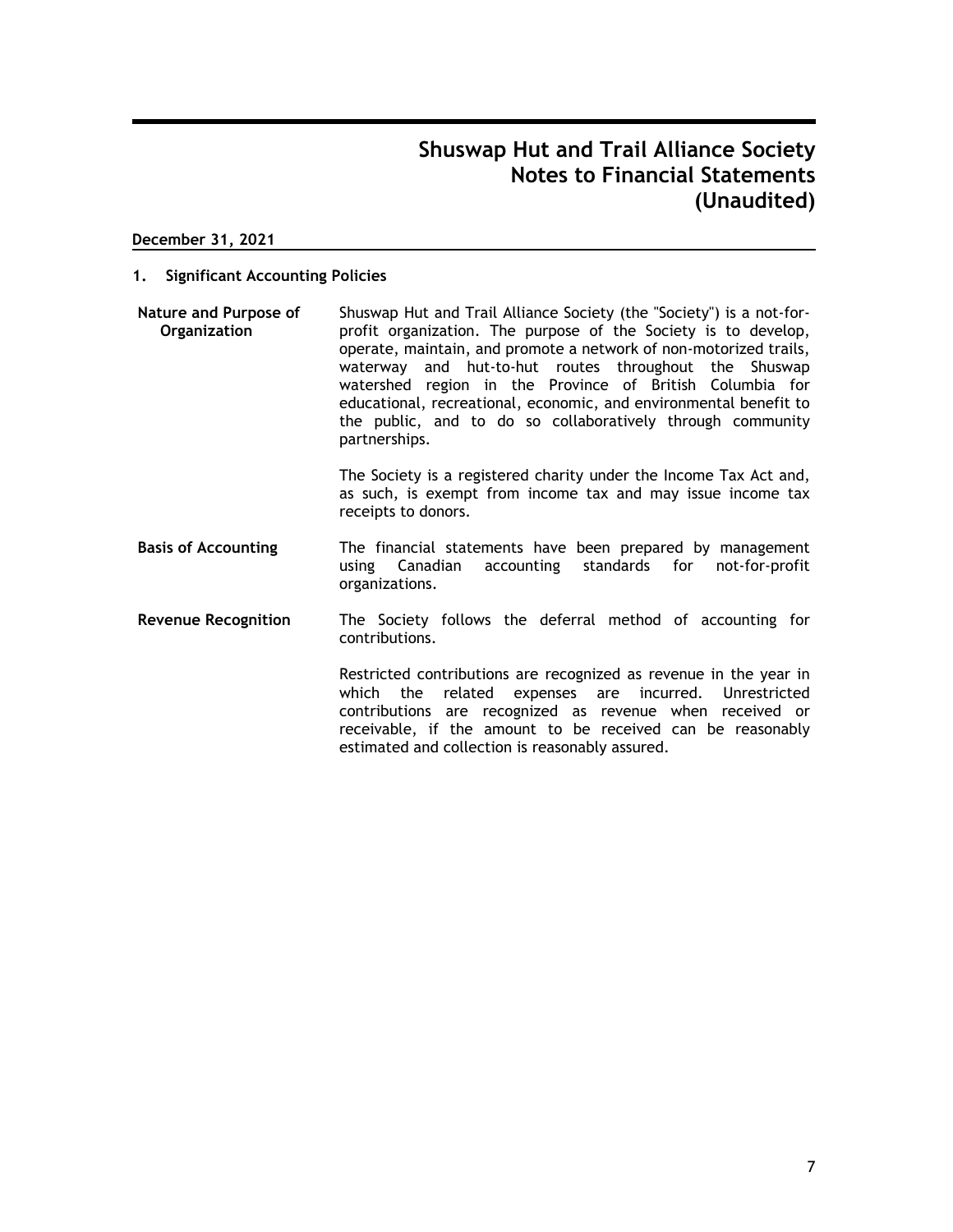# Shuswap Hut and Trail Alliance Society
# Notes to Financial Statements
# (Unaudited)

**December 31, 2021**

## 1. Significant Accounting Policies

**Nature and Purpose of Organization**

Shuswap Hut and Trail Alliance Society (the "Society") is a not-for-profit organization. The purpose of the Society is to develop, operate, maintain, and promote a network of non-motorized trails, waterway and hut-to-hut routes throughout the Shuswap watershed region in the Province of British Columbia for educational, recreational, economic, and environmental benefit to the public, and to do so collaboratively through community partnerships.

The Society is a registered charity under the Income Tax Act and, as such, is exempt from income tax and may issue income tax receipts to donors.

**Basis of Accounting**

The financial statements have been prepared by management using Canadian accounting standards for not-for-profit organizations.

**Revenue Recognition**

The Society follows the deferral method of accounting for contributions.

Restricted contributions are recognized as revenue in the year in which the related expenses are incurred. Unrestricted contributions are recognized as revenue when received or receivable, if the amount to be received can be reasonably estimated and collection is reasonably assured.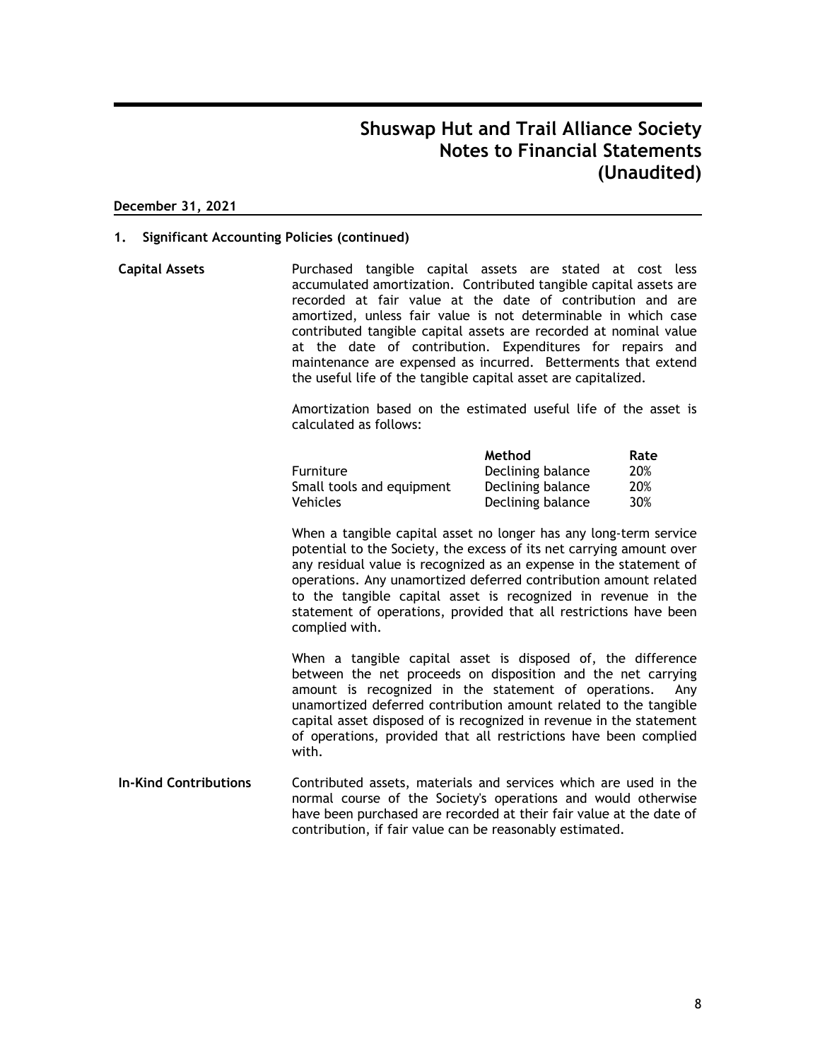# Shuswap Hut and Trail Alliance Society
# Notes to Financial Statements
# (Unaudited)

**December 31, 2021**

## 1. Significant Accounting Policies (continued)

**Capital Assets**

Purchased tangible capital assets are stated at cost less accumulated amortization. Contributed tangible capital assets are recorded at fair value at the date of contribution and are amortized, unless fair value is not determinable in which case contributed tangible capital assets are recorded at nominal value at the date of contribution. Expenditures for repairs and maintenance are expensed as incurred. Betterments that extend the useful life of the tangible capital asset are capitalized.

Amortization based on the estimated useful life of the asset is calculated as follows:

| | Method | Rate |
|---|---|---|
| Furniture | Declining balance | 20% |
| Small tools and equipment | Declining balance | 20% |
| Vehicles | Declining balance | 30% |

When a tangible capital asset no longer has any long-term service potential to the Society, the excess of its net carrying amount over any residual value is recognized as an expense in the statement of operations. Any unamortized deferred contribution amount related to the tangible capital asset is recognized in revenue in the statement of operations, provided that all restrictions have been complied with.

When a tangible capital asset is disposed of, the difference between the net proceeds on disposition and the net carrying amount is recognized in the statement of operations. Any unamortized deferred contribution amount related to the tangible capital asset disposed of is recognized in revenue in the statement of operations, provided that all restrictions have been complied with.

**In-Kind Contributions**

Contributed assets, materials and services which are used in the normal course of the Society's operations and would otherwise have been purchased are recorded at their fair value at the date of contribution, if fair value can be reasonably estimated.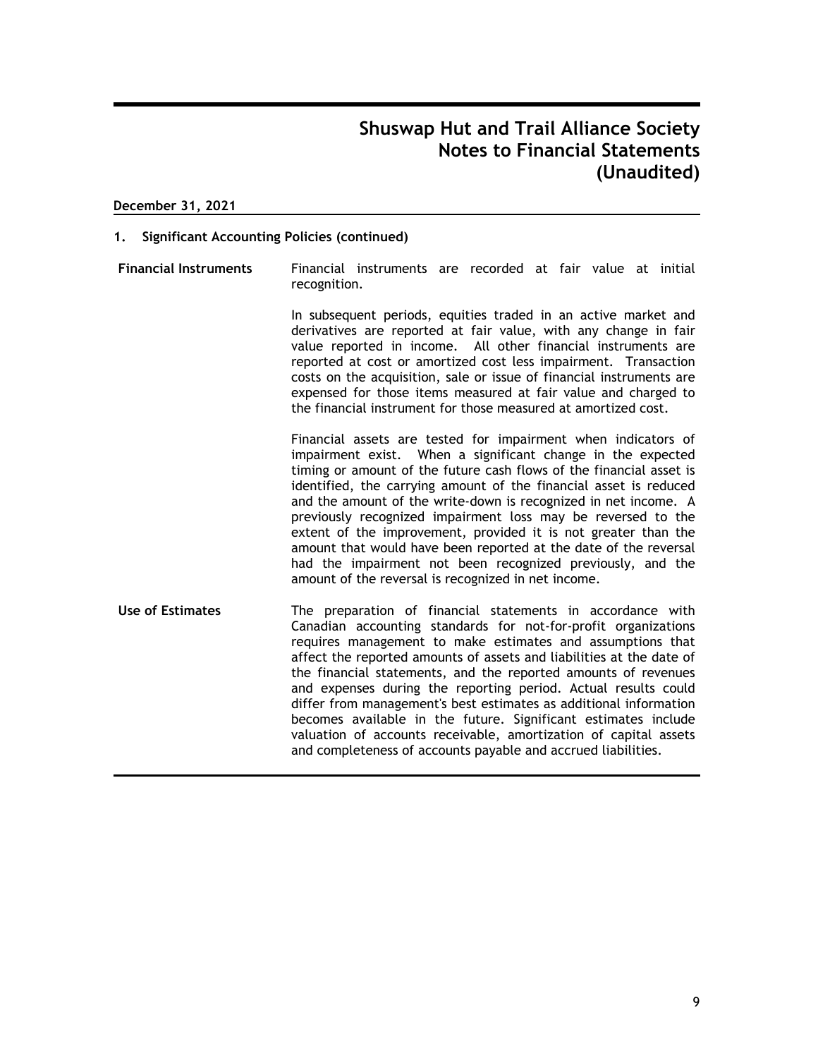# Shuswap Hut and Trail Alliance Society
# Notes to Financial Statements
# (Unaudited)

**December 31, 2021**

## 1. Significant Accounting Policies (continued)

**Financial Instruments**

Financial instruments are recorded at fair value at initial recognition.

In subsequent periods, equities traded in an active market and derivatives are reported at fair value, with any change in fair value reported in income. All other financial instruments are reported at cost or amortized cost less impairment. Transaction costs on the acquisition, sale or issue of financial instruments are expensed for those items measured at fair value and charged to the financial instrument for those measured at amortized cost.

Financial assets are tested for impairment when indicators of impairment exist. When a significant change in the expected timing or amount of the future cash flows of the financial asset is identified, the carrying amount of the financial asset is reduced and the amount of the write-down is recognized in net income. A previously recognized impairment loss may be reversed to the extent of the improvement, provided it is not greater than the amount that would have been reported at the date of the reversal had the impairment not been recognized previously, and the amount of the reversal is recognized in net income.

**Use of Estimates**

The preparation of financial statements in accordance with Canadian accounting standards for not-for-profit organizations requires management to make estimates and assumptions that affect the reported amounts of assets and liabilities at the date of the financial statements, and the reported amounts of revenues and expenses during the reporting period. Actual results could differ from management's best estimates as additional information becomes available in the future. Significant estimates include valuation of accounts receivable, amortization of capital assets and completeness of accounts payable and accrued liabilities.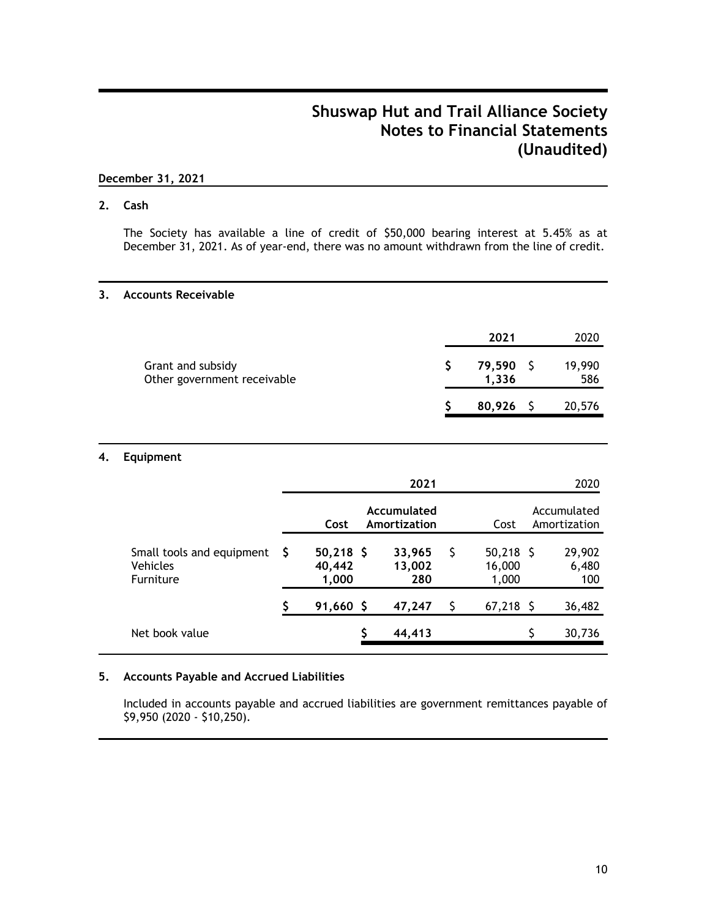# Shuswap Hut and Trail Alliance Society
# Notes to Financial Statements
# (Unaudited)

**December 31, 2021**

## 2. Cash

The Society has available a line of credit of $50,000 bearing interest at 5.45% as at December 31, 2021. As of year-end, there was no amount withdrawn from the line of credit.

## 3. Accounts Receivable

| | 2021 | 2020 |
|---|---|---|
| Grant and subsidy | $ **79,590** | $ 19,990 |
| Other government receivable | **1,336** | 586 |
| | $ **80,926** | $ 20,576 |

## 4. Equipment

| | 2021 | | 2020 | |
|---|---|---|---|---|
| | **Cost** | **Accumulated Amortization** | Cost | Accumulated Amortization |
| Small tools and equipment | $ **50,218** | $ **33,965** | $ 50,218 | $ 29,902 |
| Vehicles | **40,442** | **13,002** | 16,000 | 6,480 |
| Furniture | **1,000** | **280** | 1,000 | 100 |
| | $ **91,660** | $ **47,247** | $ 67,218 | $ 36,482 |
| Net book value | | $ **44,413** | | $ 30,736 |

## 5. Accounts Payable and Accrued Liabilities

Included in accounts payable and accrued liabilities are government remittances payable of $9,950 (2020 - $10,250).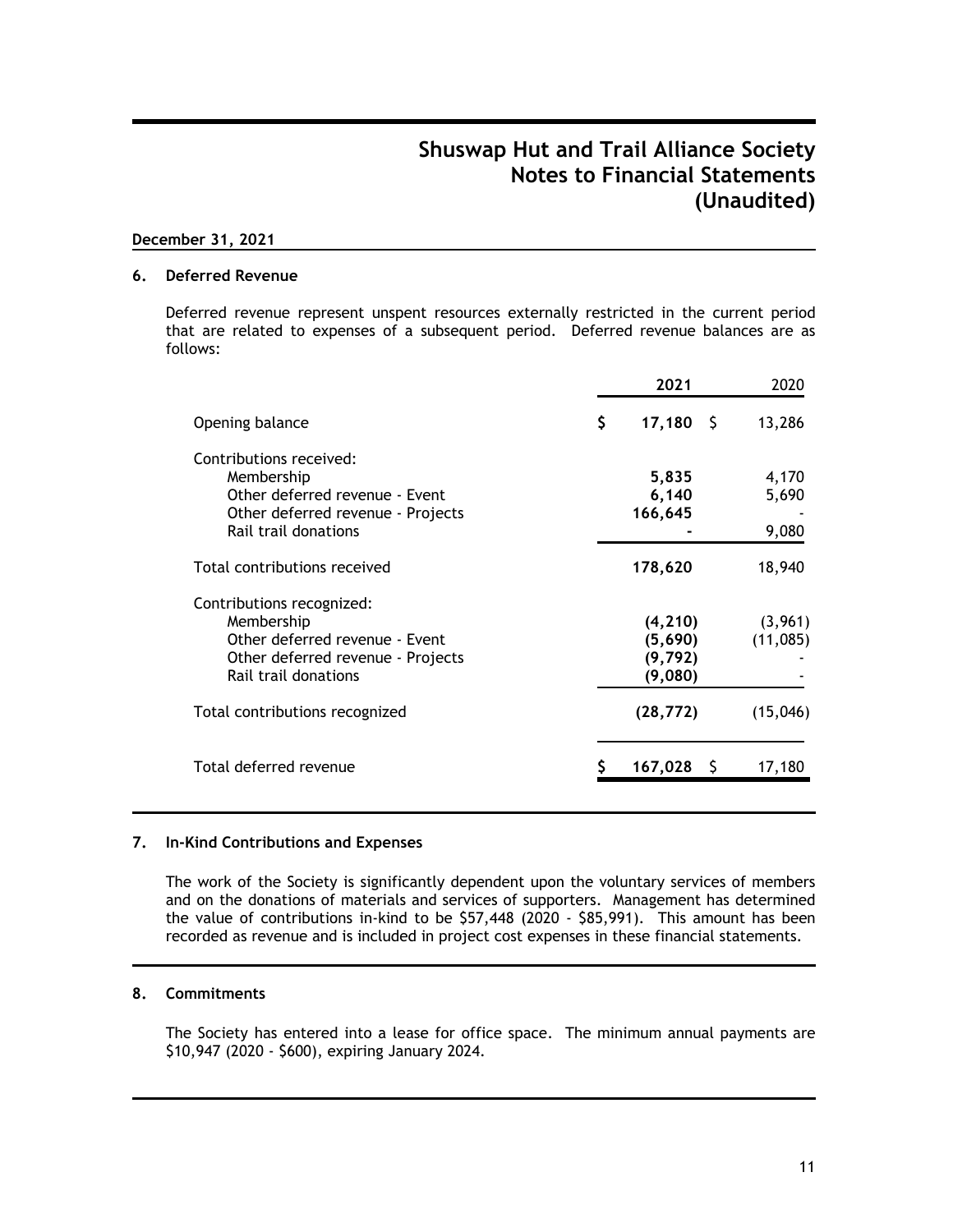# Shuswap Hut and Trail Alliance Society
# Notes to Financial Statements
# (Unaudited)

**December 31, 2021**

## 6. Deferred Revenue

Deferred revenue represent unspent resources externally restricted in the current period that are related to expenses of a subsequent period. Deferred revenue balances are as follows:

| | **2021** | 2020 |
|---|---|---|
| Opening balance | **$ 17,180** | $ 13,286 |
| Contributions received: | | |
| Membership | **5,835** | 4,170 |
| Other deferred revenue - Event | **6,140** | 5,690 |
| Other deferred revenue - Projects | **166,645** | - |
| Rail trail donations | **-** | 9,080 |
| Total contributions received | **178,620** | 18,940 |
| Contributions recognized: | | |
| Membership | **(4,210)** | (3,961) |
| Other deferred revenue - Event | **(5,690)** | (11,085) |
| Other deferred revenue - Projects | **(9,792)** | - |
| Rail trail donations | **(9,080)** | - |
| Total contributions recognized | **(28,772)** | (15,046) |
| Total deferred revenue | **$ 167,028** | $ 17,180 |

## 7. In-Kind Contributions and Expenses

The work of the Society is significantly dependent upon the voluntary services of members and on the donations of materials and services of supporters. Management has determined the value of contributions in-kind to be $57,448 (2020 - $85,991). This amount has been recorded as revenue and is included in project cost expenses in these financial statements.

## 8. Commitments

The Society has entered into a lease for office space. The minimum annual payments are $10,947 (2020 - $600), expiring January 2024.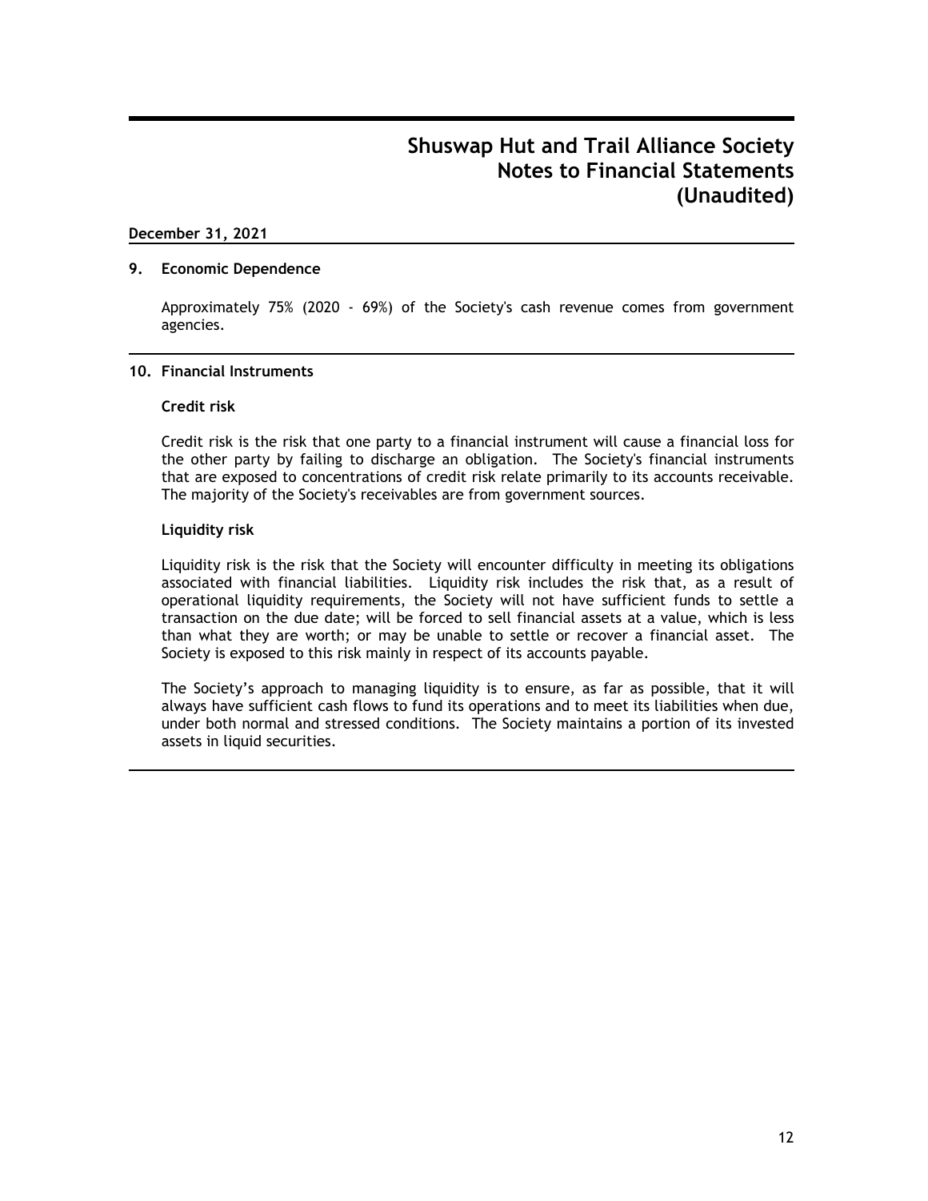# Shuswap Hut and Trail Alliance Society
# Notes to Financial Statements
# (Unaudited)

**December 31, 2021**

## 9. Economic Dependence

Approximately 75% (2020 - 69%) of the Society's cash revenue comes from government agencies.

## 10. Financial Instruments

### Credit risk

Credit risk is the risk that one party to a financial instrument will cause a financial loss for the other party by failing to discharge an obligation. The Society's financial instruments that are exposed to concentrations of credit risk relate primarily to its accounts receivable. The majority of the Society's receivables are from government sources.

### Liquidity risk

Liquidity risk is the risk that the Society will encounter difficulty in meeting its obligations associated with financial liabilities. Liquidity risk includes the risk that, as a result of operational liquidity requirements, the Society will not have sufficient funds to settle a transaction on the due date; will be forced to sell financial assets at a value, which is less than what they are worth; or may be unable to settle or recover a financial asset. The Society is exposed to this risk mainly in respect of its accounts payable.

The Society's approach to managing liquidity is to ensure, as far as possible, that it will always have sufficient cash flows to fund its operations and to meet its liabilities when due, under both normal and stressed conditions. The Society maintains a portion of its invested assets in liquid securities.